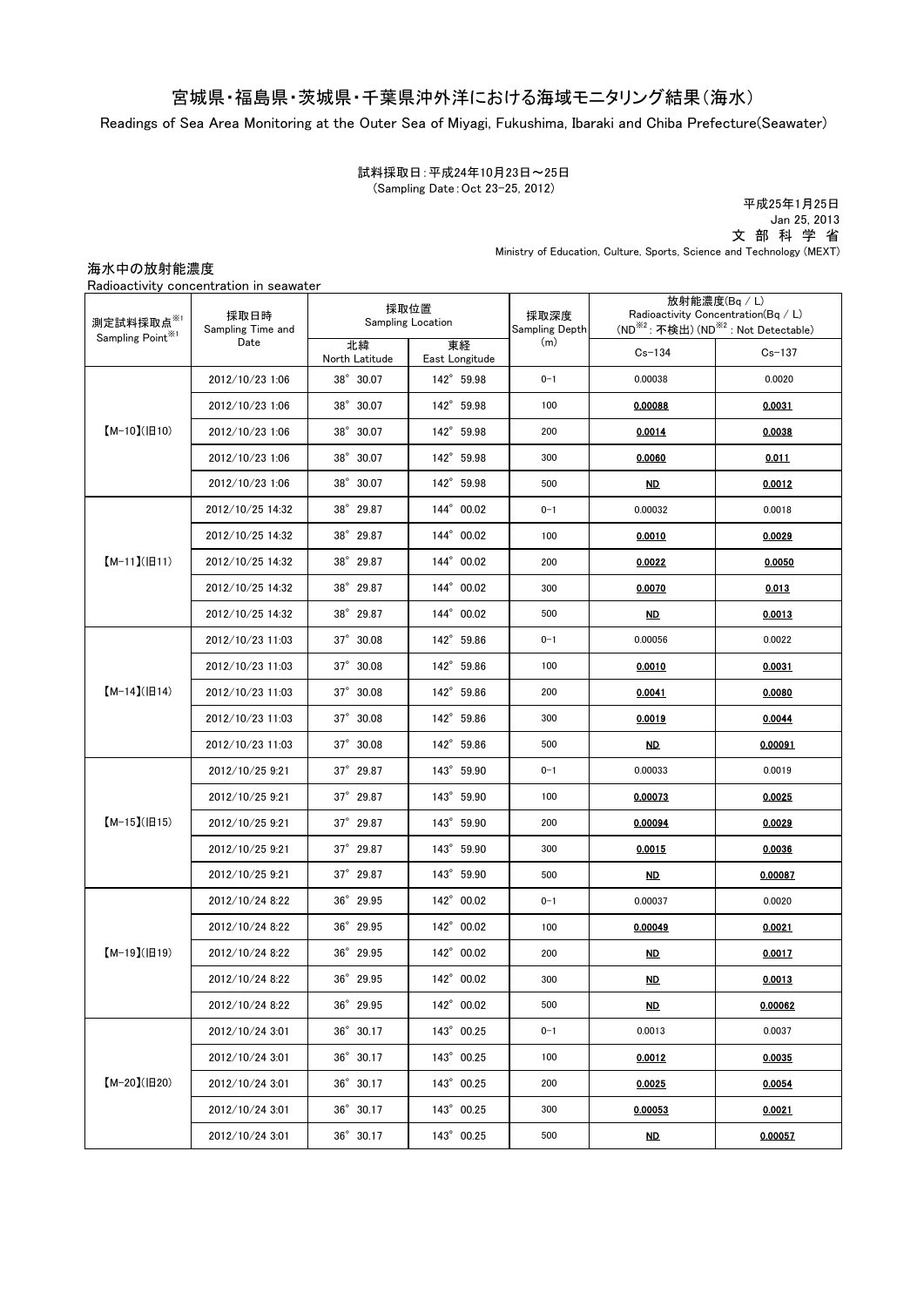# 宮城県・福島県・茨城県・千葉県沖外洋における海域モニタリング結果（海水）

Readings of Sea Area Monitoring at the Outer Sea of Miyagi, Fukushima, Ibaraki and Chiba Prefecture(Seawater)

試料採取日：平成24年10月23日～25日
(Sampling Date：Oct 23-25, 2012)

平成25年1月25日
Jan 25, 2013
文 部 科 学 省
Ministry of Education, Culture, Sports, Science and Technology (MEXT)

海水中の放射能濃度
Radioactivity concentration in seawater

| 測定試料採取点※1 Sampling Point※1 | 採取日時 Sampling Time and Date | 採取位置 Sampling Location | | 採取深度 Sampling Depth (m) | 放射能濃度(Bq / L) Radioactivity Concentration(Bq / L) (ND※2：不検出) (ND※2 : Not Detectable) | |
|---|---|---|---|---|---|---|
| | | 北緯 North Latitude | 東経 East Longitude | | Cs-134 | Cs-137 |
| 【M-10】(旧10) | 2012/10/23 1:06 | 38° 30.07 | 142° 59.98 | 0-1 | 0.00038 | 0.0020 |
| | 2012/10/23 1:06 | 38° 30.07 | 142° 59.98 | 100 | **0.00088** | **0.0031** |
| | 2012/10/23 1:06 | 38° 30.07 | 142° 59.98 | 200 | **0.0014** | **0.0038** |
| | 2012/10/23 1:06 | 38° 30.07 | 142° 59.98 | 300 | **0.0060** | **0.011** |
| | 2012/10/23 1:06 | 38° 30.07 | 142° 59.98 | 500 | **ND** | **0.0012** |
| 【M-11】(旧11) | 2012/10/25 14:32 | 38° 29.87 | 144° 00.02 | 0-1 | 0.00032 | 0.0018 |
| | 2012/10/25 14:32 | 38° 29.87 | 144° 00.02 | 100 | **0.0010** | **0.0029** |
| | 2012/10/25 14:32 | 38° 29.87 | 144° 00.02 | 200 | **0.0022** | **0.0050** |
| | 2012/10/25 14:32 | 38° 29.87 | 144° 00.02 | 300 | **0.0070** | **0.013** |
| | 2012/10/25 14:32 | 38° 29.87 | 144° 00.02 | 500 | **ND** | **0.0013** |
| 【M-14】(旧14) | 2012/10/23 11:03 | 37° 30.08 | 142° 59.86 | 0-1 | 0.00056 | 0.0022 |
| | 2012/10/23 11:03 | 37° 30.08 | 142° 59.86 | 100 | **0.0010** | **0.0031** |
| | 2012/10/23 11:03 | 37° 30.08 | 142° 59.86 | 200 | **0.0041** | **0.0080** |
| | 2012/10/23 11:03 | 37° 30.08 | 142° 59.86 | 300 | **0.0019** | **0.0044** |
| | 2012/10/23 11:03 | 37° 30.08 | 142° 59.86 | 500 | **ND** | **0.00091** |
| 【M-15】(旧15) | 2012/10/25 9:21 | 37° 29.87 | 143° 59.90 | 0-1 | 0.00033 | 0.0019 |
| | 2012/10/25 9:21 | 37° 29.87 | 143° 59.90 | 100 | **0.00073** | **0.0025** |
| | 2012/10/25 9:21 | 37° 29.87 | 143° 59.90 | 200 | **0.00094** | **0.0029** |
| | 2012/10/25 9:21 | 37° 29.87 | 143° 59.90 | 300 | **0.0015** | **0.0036** |
| | 2012/10/25 9:21 | 37° 29.87 | 143° 59.90 | 500 | **ND** | **0.00087** |
| 【M-19】(旧19) | 2012/10/24 8:22 | 36° 29.95 | 142° 00.02 | 0-1 | 0.00037 | 0.0020 |
| | 2012/10/24 8:22 | 36° 29.95 | 142° 00.02 | 100 | **0.00049** | **0.0021** |
| | 2012/10/24 8:22 | 36° 29.95 | 142° 00.02 | 200 | **ND** | **0.0017** |
| | 2012/10/24 8:22 | 36° 29.95 | 142° 00.02 | 300 | **ND** | **0.0013** |
| | 2012/10/24 8:22 | 36° 29.95 | 142° 00.02 | 500 | **ND** | **0.00062** |
| 【M-20】(旧20) | 2012/10/24 3:01 | 36° 30.17 | 143° 00.25 | 0-1 | 0.0013 | 0.0037 |
| | 2012/10/24 3:01 | 36° 30.17 | 143° 00.25 | 100 | **0.0012** | **0.0035** |
| | 2012/10/24 3:01 | 36° 30.17 | 143° 00.25 | 200 | **0.0025** | **0.0054** |
| | 2012/10/24 3:01 | 36° 30.17 | 143° 00.25 | 300 | **0.00053** | **0.0021** |
| | 2012/10/24 3:01 | 36° 30.17 | 143° 00.25 | 500 | **ND** | **0.00057** |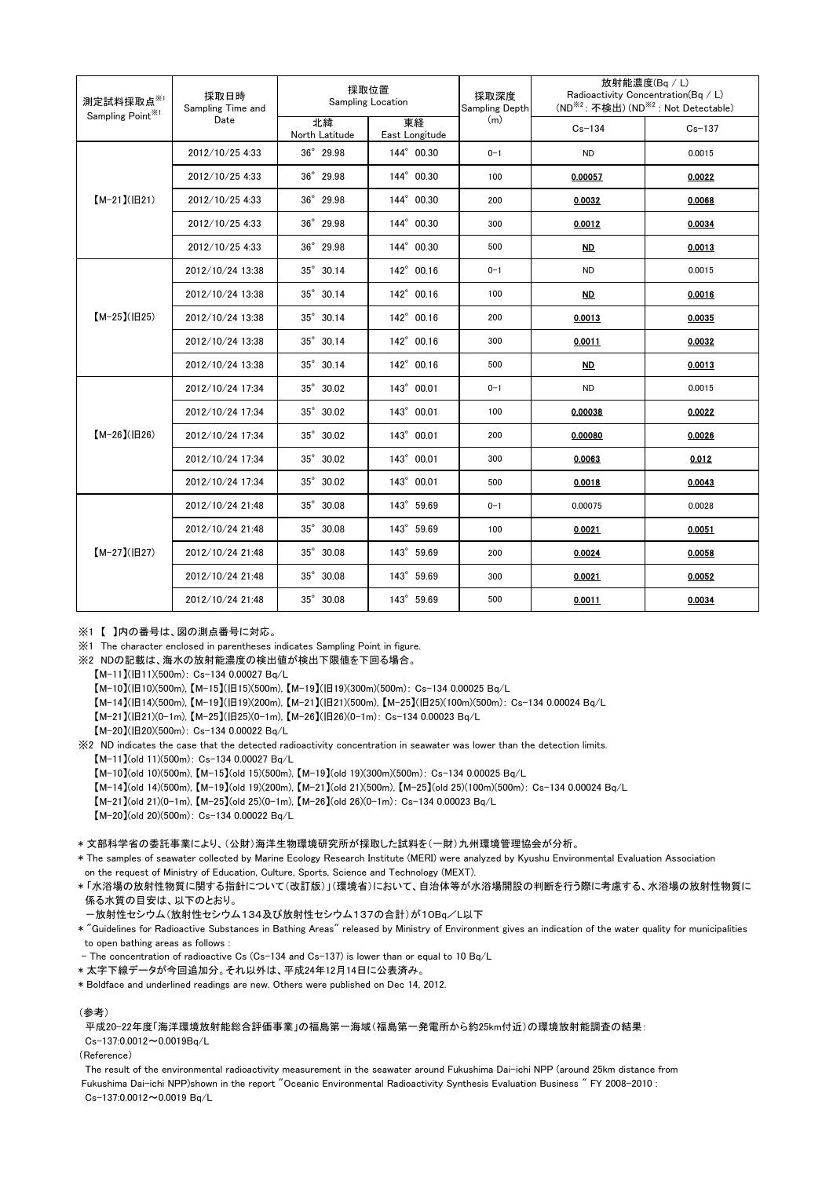| 測定試料採取点[※1] Sampling Point[※1] | 採取日時 Sampling Time and Date | 採取位置 Sampling Location | | 採取深度 Sampling Depth (m) | 放射能濃度(Bq / L) Radioactivity Concentration(Bq / L) (ND[※2]: 不検出) (ND[※2] : Not Detectable) | |
|---|---|---|---|---|---|---|
| | | 北緯 North Latitude | 東経 East Longitude | | Cs-134 | Cs-137 |
| 【M-21】(旧21) | 2012/10/25 4:33 | 36° 29.98 | 144° 00.30 | 0-1 | ND | 0.0015 |
| | 2012/10/25 4:33 | 36° 29.98 | 144° 00.30 | 100 | **<u>0.00057</u>** | **<u>0.0022</u>** |
| | 2012/10/25 4:33 | 36° 29.98 | 144° 00.30 | 200 | **<u>0.0032</u>** | **<u>0.0068</u>** |
| | 2012/10/25 4:33 | 36° 29.98 | 144° 00.30 | 300 | **<u>0.0012</u>** | **<u>0.0034</u>** |
| | 2012/10/25 4:33 | 36° 29.98 | 144° 00.30 | 500 | **<u>ND</u>** | **<u>0.0013</u>** |
| 【M-25】(旧25) | 2012/10/24 13:38 | 35° 30.14 | 142° 00.16 | 0-1 | ND | 0.0015 |
| | 2012/10/24 13:38 | 35° 30.14 | 142° 00.16 | 100 | **<u>ND</u>** | **<u>0.0016</u>** |
| | 2012/10/24 13:38 | 35° 30.14 | 142° 00.16 | 200 | **<u>0.0013</u>** | **<u>0.0035</u>** |
| | 2012/10/24 13:38 | 35° 30.14 | 142° 00.16 | 300 | **<u>0.0011</u>** | **<u>0.0032</u>** |
| | 2012/10/24 13:38 | 35° 30.14 | 142° 00.16 | 500 | **<u>ND</u>** | **<u>0.0013</u>** |
| 【M-26】(旧26) | 2012/10/24 17:34 | 35° 30.02 | 143° 00.01 | 0-1 | ND | 0.0015 |
| | 2012/10/24 17:34 | 35° 30.02 | 143° 00.01 | 100 | **<u>0.00038</u>** | **<u>0.0022</u>** |
| | 2012/10/24 17:34 | 35° 30.02 | 143° 00.01 | 200 | **<u>0.00080</u>** | **<u>0.0026</u>** |
| | 2012/10/24 17:34 | 35° 30.02 | 143° 00.01 | 300 | **<u>0.0063</u>** | **<u>0.012</u>** |
| | 2012/10/24 17:34 | 35° 30.02 | 143° 00.01 | 500 | **<u>0.0018</u>** | **<u>0.0043</u>** |
| 【M-27】(旧27) | 2012/10/24 21:48 | 35° 30.08 | 143° 59.69 | 0-1 | 0.00075 | 0.0028 |
| | 2012/10/24 21:48 | 35° 30.08 | 143° 59.69 | 100 | **<u>0.0021</u>** | **<u>0.0051</u>** |
| | 2012/10/24 21:48 | 35° 30.08 | 143° 59.69 | 200 | **<u>0.0024</u>** | **<u>0.0058</u>** |
| | 2012/10/24 21:48 | 35° 30.08 | 143° 59.69 | 300 | **<u>0.0021</u>** | **<u>0.0052</u>** |
| | 2012/10/24 21:48 | 35° 30.08 | 143° 59.69 | 500 | **<u>0.0011</u>** | **<u>0.0034</u>** |

※1 【 】内の番号は、図の測点番号に対応。

※1 The character enclosed in parentheses indicates Sampling Point in figure.

※2 NDの記載は、海水の放射能濃度の検出値が検出下限値を下回る場合。

【M-11】(旧11)(500m): Cs-134 0.00027 Bq/L

【M-10】(旧10)(500m), 【M-15】(旧15)(500m), 【M-19】(旧19)(300m)(500m): Cs-134 0.00025 Bq/L

【M-14】(旧14)(500m), 【M-19】(旧19)(200m), 【M-21】(旧21)(500m), 【M-25】(旧25)(100m)(500m): Cs-134 0.00024 Bq/L

【M-21】(旧21)(0-1m), 【M-25】(旧25)(0-1m), 【M-26】(旧26)(0-1m): Cs-134 0.00023 Bq/L

【M-20】(旧20)(500m): Cs-134 0.00022 Bq/L

※2 ND indicates the case that the detected radioactivity concentration in seawater was lower than the detection limits.

【M-11】(old 11)(500m): Cs-134 0.00027 Bq/L

【M-10】(old 10)(500m), 【M-15】(old 15)(500m), 【M-19】(old 19)(300m)(500m): Cs-134 0.00025 Bq/L

【M-14】(old 14)(500m), 【M-19】(old 19)(200m), 【M-21】(old 21)(500m), 【M-25】(old 25)(100m)(500m): Cs-134 0.00024 Bq/L

【M-21】(old 21)(0-1m), 【M-25】(old 25)(0-1m), 【M-26】(old 26)(0-1m): Cs-134 0.00023 Bq/L

【M-20】(old 20)(500m): Cs-134 0.00022 Bq/L

* 文部科学省の委託事業により、(公財)海洋生物環境研究所が採取した試料を(一財)九州環境管理協会が分析。

* The samples of seawater collected by Marine Ecology Research Institute (MERI) were analyzed by Kyushu Environmental Evaluation Association on the request of Ministry of Education, Culture, Sports, Science and Technology (MEXT).

* 「水浴場の放射性物質に関する指針について(改訂版)」(環境省)において、自治体等が水浴場開設の判断を行う際に考慮する、水浴場の放射性物質に係る水質の目安は、以下のとおり。

 ―放射性セシウム(放射性セシウム134及び放射性セシウム137の合計)が10Bq/L以下

* "Guidelines for Radioactive Substances in Bathing Areas" released by Ministry of Environment gives an indication of the water quality for municipalities to open bathing areas as follows :

 - The concentration of radioactive Cs (Cs-134 and Cs-137) is lower than or equal to 10 Bq/L

* 太字下線データが今回追加分。それ以外は、平成24年12月14日に公表済み。

* Boldface and underlined readings are new. Others were published on Dec 14, 2012.

(参考)

平成20-22年度「海洋環境放射能総合評価事業」の福島第一海域(福島第一発電所から約25km付近)の環境放射能調査の結果:

Cs-137:0.0012～0.0019Bq/L

(Reference)

The result of the environmental radioactivity measurement in the seawater around Fukushima Dai-ichi NPP (around 25km distance from Fukushima Dai-ichi NPP)shown in the report "Oceanic Environmental Radioactivity Synthesis Evaluation Business " FY 2008-2010 :

Cs-137:0.0012～0.0019 Bq/L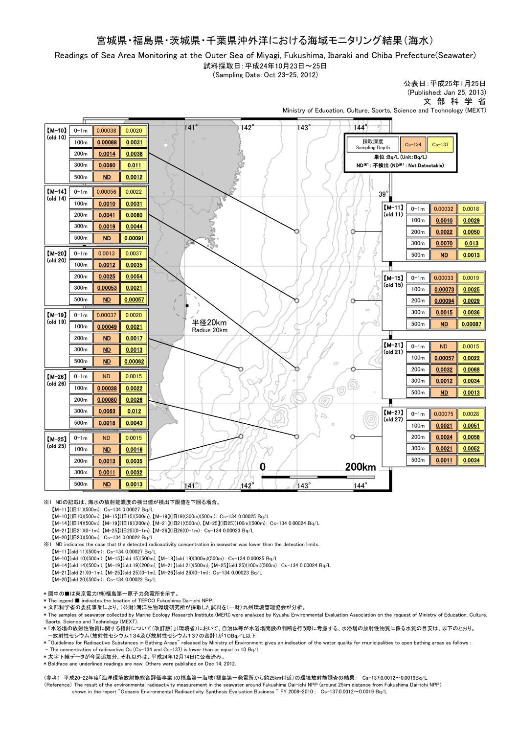# 宮城県・福島県・茨城県・千葉県沖外洋における海域モニタリング結果（海水）

Readings of Sea Area Monitoring at the Outer Sea of Miyagi, Fukushima, Ibaraki and Chiba Prefecture(Seawater)

試料採取日：平成24年10月23日～25日
(Sampling Date：Oct 23-25, 2012)

公表日：平成25年1月25日
(Published: Jan 25, 2013)
文 部 科 学 省
Ministry of Education, Culture, Sports, Science and Technology (MEXT)

採取深度 Sampling Depth ／ Cs-134 ／ Cs-137
単位：Bq/L (Unit：Bq/L)
ND※1：不検出 (ND※1：Not Detectable)

| 測点 | 採取深度 Sampling Depth | Cs-134 | Cs-137 |
|---|---|---|---|
| 【M-10】(old 10) | 0-1m | 0.00038 | 0.0020 |
| | 100m | **0.00088** | **0.0031** |
| | 200m | **0.0014** | **0.0038** |
| | 300m | **0.0060** | **0.011** |
| | 500m | **ND** | **0.0012** |
| 【M-14】(old 14) | 0-1m | 0.00056 | 0.0022 |
| | 100m | **0.0010** | **0.0031** |
| | 200m | **0.0041** | **0.0080** |
| | 300m | **0.0019** | **0.0044** |
| | 500m | **ND** | **0.00091** |
| 【M-20】(old 20) | 0-1m | 0.0013 | 0.0037 |
| | 100m | **0.0012** | **0.0035** |
| | 200m | **0.0025** | **0.0054** |
| | 300m | **0.00053** | **0.0021** |
| | 500m | **ND** | **0.00057** |
| 【M-19】(old 19) | 0-1m | 0.00037 | 0.0020 |
| | 100m | **0.00049** | **0.0021** |
| | 200m | **ND** | **0.0017** |
| | 300m | **ND** | **0.0013** |
| | 500m | **ND** | **0.00062** |
| 【M-26】(old 26) | 0-1m | ND | 0.0015 |
| | 100m | **0.00038** | **0.0022** |
| | 200m | **0.00080** | **0.0026** |
| | 300m | **0.0063** | **0.012** |
| | 500m | **0.0018** | **0.0043** |
| 【M-25】(old 25) | 0-1m | ND | 0.0015 |
| | 100m | **ND** | **0.0016** |
| | 200m | **0.0013** | **0.0035** |
| | 300m | **0.0011** | **0.0032** |
| | 500m | **ND** | **0.0013** |
| 【M-11】(old 11) | 0-1m | 0.00032 | 0.0018 |
| | 100m | **0.0010** | **0.0029** |
| | 200m | **0.0022** | **0.0050** |
| | 300m | **0.0070** | **0.013** |
| | 500m | **ND** | **0.0013** |
| 【M-15】(old 15) | 0-1m | 0.00033 | 0.0019 |
| | 100m | **0.00073** | **0.0025** |
| | 200m | **0.00094** | **0.0029** |
| | 300m | **0.0015** | **0.0036** |
| | 500m | **ND** | **0.00087** |
| 【M-21】(old 21) | 0-1m | ND | 0.0015 |
| | 100m | **0.00057** | **0.0022** |
| | 200m | **0.0032** | **0.0068** |
| | 300m | **0.0012** | **0.0034** |
| | 500m | **ND** | **0.0013** |
| 【M-27】(old 27) | 0-1m | 0.00075 | 0.0028 |
| | 100m | **0.0021** | **0.0051** |
| | 200m | **0.0024** | **0.0058** |
| | 300m | **0.0021** | **0.0052** |
| | 500m | **0.0011** | **0.0034** |

141° 142° 143° 144° 39°
半径20km
Radius 20km
0 200km

※1 NDの記載は、海水の放射能濃度の検出値が検出下限値を下回る場合。
【M-11】(旧11)(500m)：Cs-134 0.00027 Bq/L
【M-10】(旧10)(500m)、【M-15】(旧15)(500m)、【M-19】(旧19)(300m)(500m)：Cs-134 0.00025 Bq/L
【M-14】(旧14)(500m)、【M-19】(旧19)(200m)、【M-21】(旧21)(500m)、【M-25】(旧25)(100m)(500m)：Cs-134 0.00024 Bq/L
【M-21】(旧21)(0-1m)、【M-25】(旧25)(0-1m)、【M-26】(旧26)(0-1m)：Cs-134 0.00023 Bq/L
【M-20】(旧20)(500m)：Cs-134 0.00022 Bq/L

※1 ND indicates the case that the detected radioactivity concentration in seawater was lower than the detection limits.
【M-11】(old 11)(500m)：Cs-134 0.00027 Bq/L
【M-10】(old 10)(500m)、【M-15】(old 15)(500m)、【M-19】(old 19)(300m)(500m)：Cs-134 0.00025 Bq/L
【M-14】(old 14)(500m)、【M-19】(old 19)(200m)、【M-21】(old 21)(500m)、【M-25】(old 25)(100m)(500m)：Cs-134 0.00024 Bq/L
【M-21】(old 21)(0-1m)、【M-25】(old 25)(0-1m)、【M-26】(old 26)(0-1m)：Cs-134 0.00023 Bq/L
【M-20】(old 20)(500m)：Cs-134 0.00022 Bq/L

＊図中の■は東京電力(株)福島第一原子力発電所を示す。
＊The legend ■ indicates the location of TEPCO Fukushima Dai-ichi NPP.
＊文部科学省の委託事業により、(公財)海洋生物環境研究所が採取した試料を(一財)九州環境管理協会が分析。
＊The samples of seawater collected by Marine Ecology Research Institute (MERI) were analyzed by Kyushu Environmental Evaluation Association on the request of Ministry of Education, Culture, Sports, Science and Technology (MEXT).
＊「水浴場の放射性物質に関する指針について(改訂版)」(環境省)において、自治体等が水浴場開設の判断を行う際に考慮する、水浴場の放射性物質に係る水質の目安は、以下のとおり。
－放射性セシウム(放射性セシウム134及び放射性セシウム137の合計)が10Bq／L以下
＊"Guidelines for Radioactive Substances in Bathing Areas" released by Ministry of Environment gives an indication of the water quality for municipalities to open bathing areas as follows :
－The concentration of radioactive Cs (Cs-134 and Cs-137) is lower than or equal to 10 Bq/L.
＊太字下線データが今回追加分。それ以外は、平成24年12月14日に公表済み。
＊Boldface and underlined readings are new. Others were published on Dec 14, 2012.

(参考) 平成20-22年度「海洋環境放射能総合評価事業」の福島第一海域(福島第一発電所から約25km付近)の環境放射能調査の結果： Cs-137:0.0012～0.0019Bq/L
(Reference) The result of the environmental radioactivity measurement in the seawater around Fukushima Dai-ichi NPP (around 25km distance from Fukushima Dai-ichi NPP) shown in the report "Oceanic Environmental Radioactivity Synthesis Evaluation Business" FY 2008-2010： Cs-137:0.0012～0.0019 Bq/L